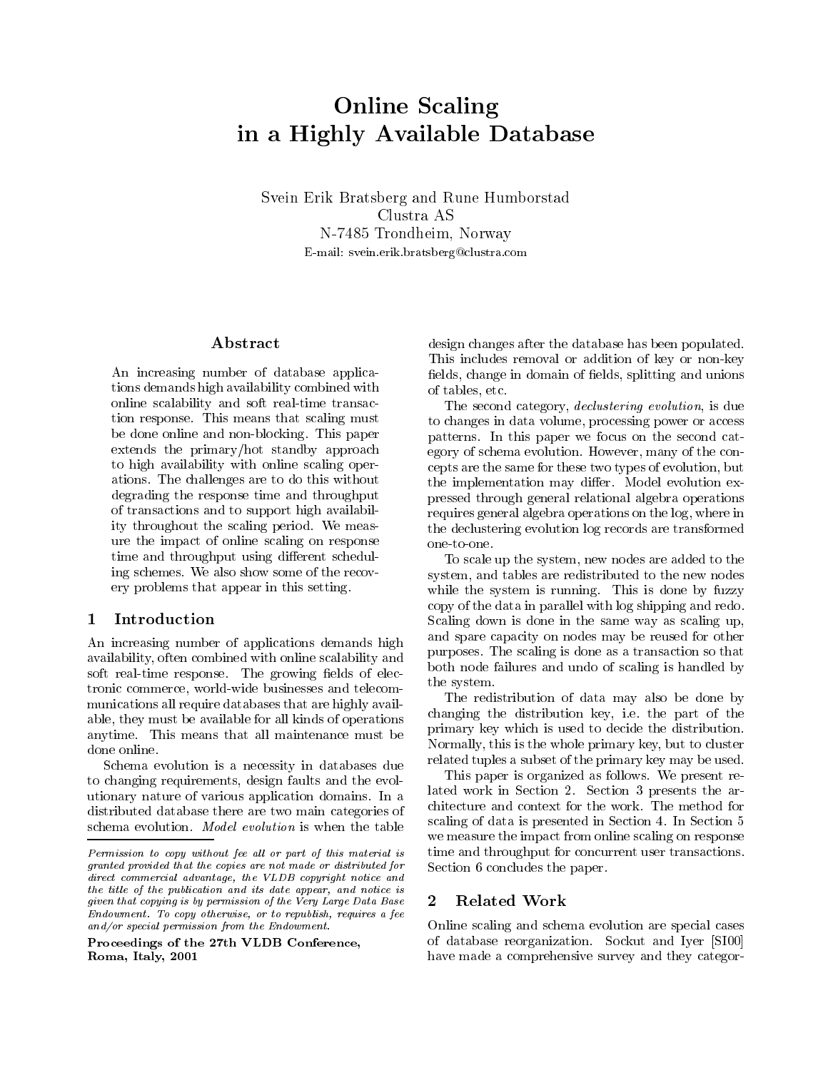# Online Scaling in a Highly Available Database

Svein Erik Bratsberg and Rune Humborstad
Clustra AS
N-7485 Trondheim, Norway
E-mail: svein.erik.bratsberg@clustra.com

## Abstract

An increasing number of database applications demands high availability combined with online scalability and soft real-time transaction response. This means that scaling must be done online and non-blocking. This paper extends the primary/hot standby approach to high availability with online scaling operations. The challenges are to do this without degrading the response time and throughput of transactions and to support high availability throughout the scaling period. We measure the impact of online scaling on response time and throughput using different scheduling schemes. We also show some of the recovery problems that appear in this setting.

## 1 Introduction

An increasing number of applications demands high availability, often combined with online scalability and soft real-time response. The growing fields of electronic commerce, world-wide businesses and telecommunications all require databases that are highly available, they must be available for all kinds of operations anytime. This means that all maintenance must be done online.

Schema evolution is a necessity in databases due to changing requirements, design faults and the evolutionary nature of various application domains. In a distributed database there are two main categories of schema evolution. *Model evolution* is when the table design changes after the database has been populated. This includes removal or addition of key or non-key fields, change in domain of fields, splitting and unions of tables, etc.

The second category, *declustering evolution*, is due to changes in data volume, processing power or access patterns. In this paper we focus on the second category of schema evolution. However, many of the concepts are the same for these two types of evolution, but the implementation may differ. Model evolution expressed through general relational algebra operations requires general algebra operations on the log, where in the declustering evolution log records are transformed one-to-one.

To scale up the system, new nodes are added to the system, and tables are redistributed to the new nodes while the system is running. This is done by fuzzy copy of the data in parallel with log shipping and redo. Scaling down is done in the same way as scaling up, and spare capacity on nodes may be reused for other purposes. The scaling is done as a transaction so that both node failures and undo of scaling is handled by the system.

The redistribution of data may also be done by changing the distribution key, i.e. the part of the primary key which is used to decide the distribution. Normally, this is the whole primary key, but to cluster related tuples a subset of the primary key may be used.

This paper is organized as follows. We present related work in Section 2. Section 3 presents the architecture and context for the work. The method for scaling of data is presented in Section 4. In Section 5 we measure the impact from online scaling on response time and throughput for concurrent user transactions. Section 6 concludes the paper.

## 2 Related Work

Online scaling and schema evolution are special cases of database reorganization. Sockut and Iyer [SI00] have made a comprehensive survey and they categor-

---

*Permission to copy without fee all or part of this material is granted provided that the copies are not made or distributed for direct commercial advantage, the VLDB copyright notice and the title of the publication and its date appear, and notice is given that copying is by permission of the Very Large Data Base Endowment. To copy otherwise, or to republish, requires a fee and/or special permission from the Endowment.*

**Proceedings of the 27th VLDB Conference, Roma, Italy, 2001**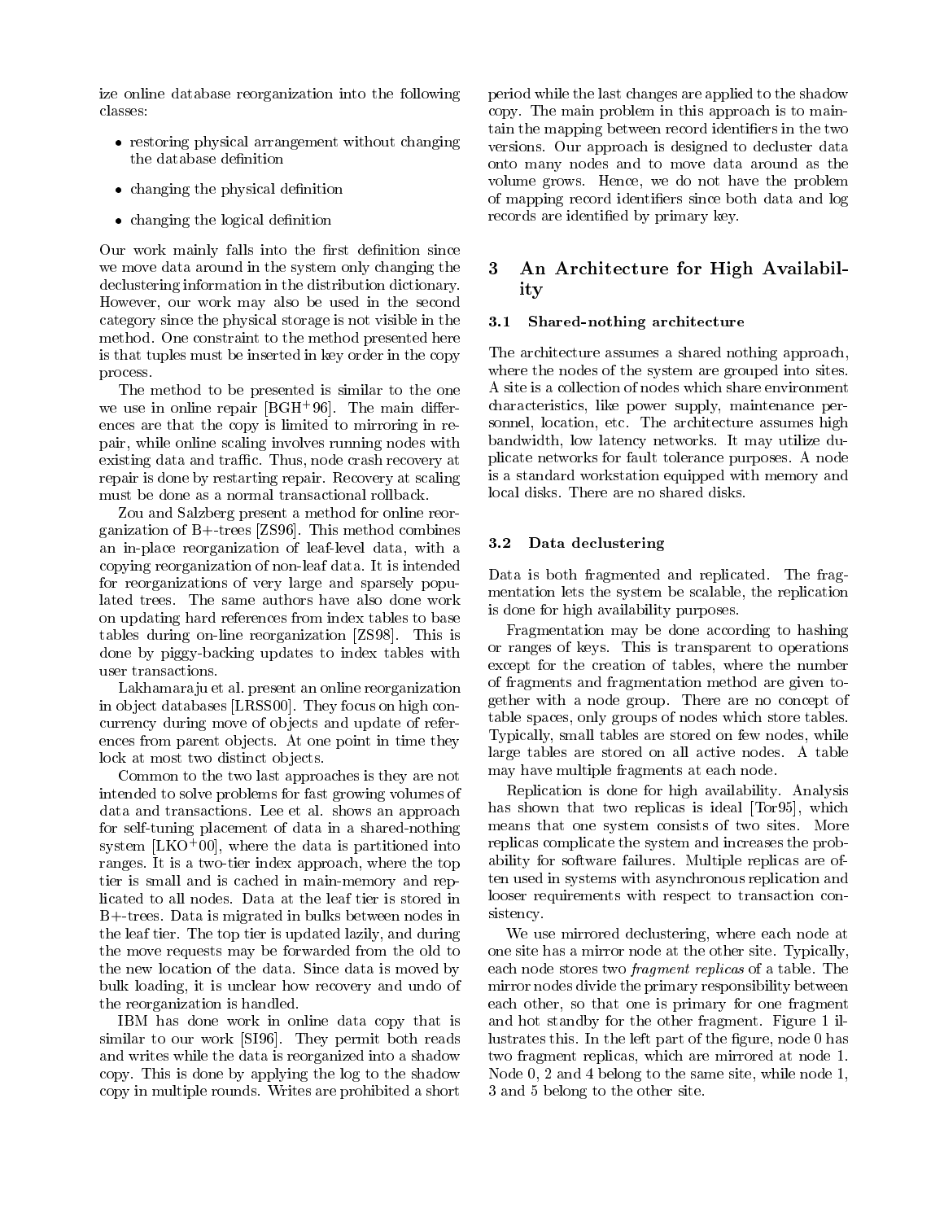ize online database reorganization into the following classes:

- restoring physical arrangement without changing the database definition
- changing the physical definition
- changing the logical definition

Our work mainly falls into the first definition since we move data around in the system only changing the declustering information in the distribution dictionary. However, our work may also be used in the second category since the physical storage is not visible in the method. One constraint to the method presented here is that tuples must be inserted in key order in the copy process.

The method to be presented is similar to the one we use in online repair [BGH+96]. The main differences are that the copy is limited to mirroring in repair, while online scaling involves running nodes with existing data and traffic. Thus, node crash recovery at repair is done by restarting repair. Recovery at scaling must be done as a normal transactional rollback.

Zou and Salzberg present a method for online reorganization of B+-trees [ZS96]. This method combines an in-place reorganization of leaf-level data, with a copying reorganization of non-leaf data. It is intended for reorganizations of very large and sparsely populated trees. The same authors have also done work on updating hard references from index tables to base tables during on-line reorganization [ZS98]. This is done by piggy-backing updates to index tables with user transactions.

Lakhamaraju et al. present an online reorganization in object databases [LRSS00]. They focus on high concurrency during move of objects and update of references from parent objects. At one point in time they lock at most two distinct objects.

Common to the two last approaches is they are not intended to solve problems for fast growing volumes of data and transactions. Lee et al. shows an approach for self-tuning placement of data in a shared-nothing system [LKO+00], where the data is partitioned into ranges. It is a two-tier index approach, where the top tier is small and is cached in main-memory and replicated to all nodes. Data at the leaf tier is stored in B+-trees. Data is migrated in bulks between nodes in the leaf tier. The top tier is updated lazily, and during the move requests may be forwarded from the old to the new location of the data. Since data is moved by bulk loading, it is unclear how recovery and undo of the reorganization is handled.

IBM has done work in online data copy that is similar to our work [SI96]. They permit both reads and writes while the data is reorganized into a shadow copy. This is done by applying the log to the shadow copy in multiple rounds. Writes are prohibited a short period while the last changes are applied to the shadow copy. The main problem in this approach is to maintain the mapping between record identifiers in the two versions. Our approach is designed to decluster data onto many nodes and to move data around as the volume grows. Hence, we do not have the problem of mapping record identifiers since both data and log records are identified by primary key.

## 3 An Architecture for High Availability

### 3.1 Shared-nothing architecture

The architecture assumes a shared nothing approach, where the nodes of the system are grouped into sites. A site is a collection of nodes which share environment characteristics, like power supply, maintenance personnel, location, etc. The architecture assumes high bandwidth, low latency networks. It may utilize duplicate networks for fault tolerance purposes. A node is a standard workstation equipped with memory and local disks. There are no shared disks.

### 3.2 Data declustering

Data is both fragmented and replicated. The fragmentation lets the system be scalable, the replication is done for high availability purposes.

Fragmentation may be done according to hashing or ranges of keys. This is transparent to operations except for the creation of tables, where the number of fragments and fragmentation method are given together with a node group. There are no concept of table spaces, only groups of nodes which store tables. Typically, small tables are stored on few nodes, while large tables are stored on all active nodes. A table may have multiple fragments at each node.

Replication is done for high availability. Analysis has shown that two replicas is ideal [Tor95], which means that one system consists of two sites. More replicas complicate the system and increases the probability for software failures. Multiple replicas are often used in systems with asynchronous replication and looser requirements with respect to transaction consistency.

We use mirrored declustering, where each node at one site has a mirror node at the other site. Typically, each node stores two *fragment replicas* of a table. The mirror nodes divide the primary responsibility between each other, so that one is primary for one fragment and hot standby for the other fragment. Figure 1 illustrates this. In the left part of the figure, node 0 has two fragment replicas, which are mirrored at node 1. Node 0, 2 and 4 belong to the same site, while node 1, 3 and 5 belong to the other site.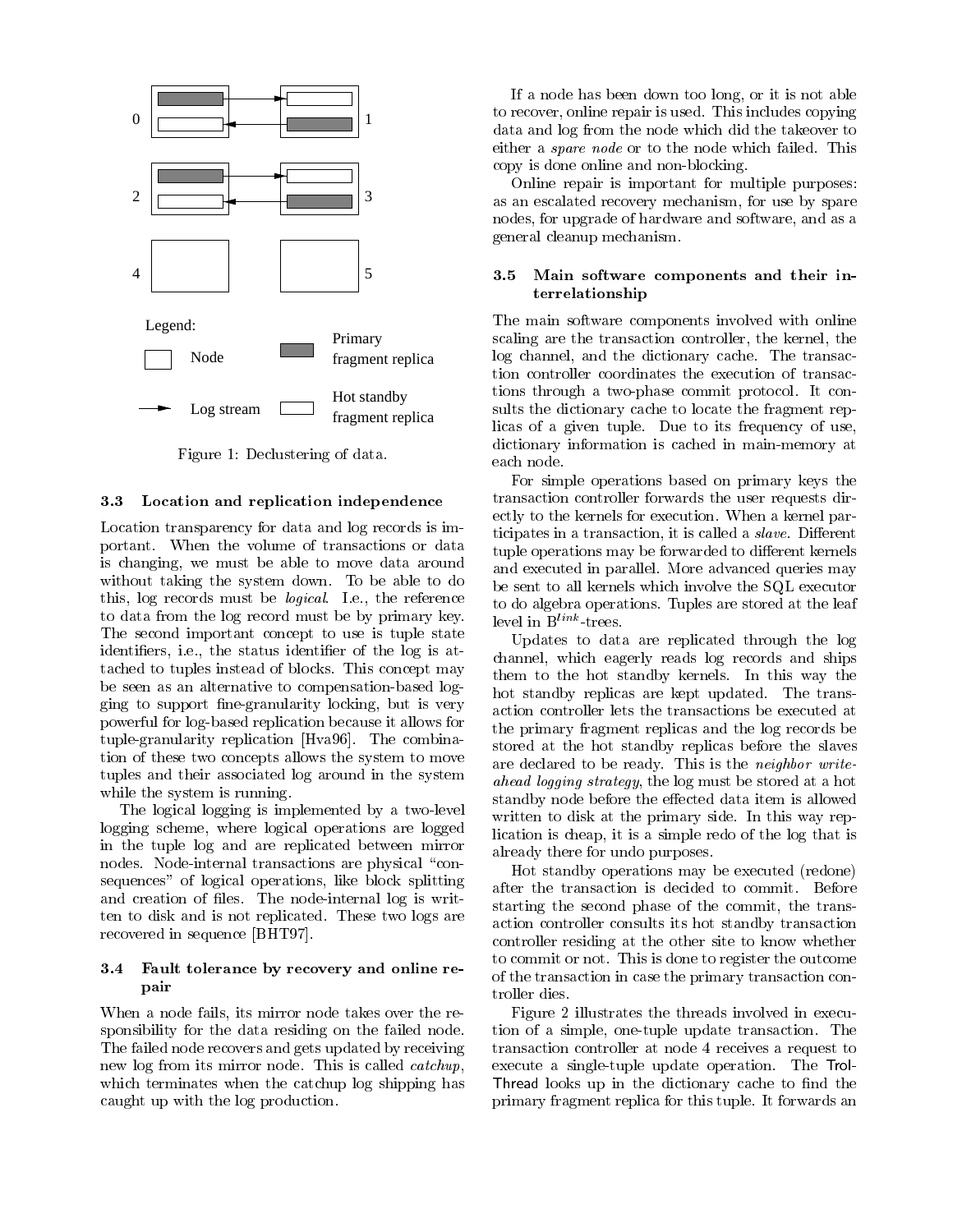Figure 1: Declustering of data.

### 3.3 Location and replication independence

Location transparency for data and log records is important. When the volume of transactions or data is changing, we must be able to move data around without taking the system down. To be able to do this, log records must be *logical*. I.e., the reference to data from the log record must be by primary key. The second important concept to use is tuple state identifiers, i.e., the status identifier of the log is attached to tuples instead of blocks. This concept may be seen as an alternative to compensation-based logging to support fine-granularity locking, but is very powerful for log-based replication because it allows for tuple-granularity replication [Hva96]. The combination of these two concepts allows the system to move tuples and their associated log around in the system while the system is running.

The logical logging is implemented by a two-level logging scheme, where logical operations are logged in the tuple log and are replicated between mirror nodes. Node-internal transactions are physical "consequences" of logical operations, like block splitting and creation of files. The node-internal log is written to disk and is not replicated. These two logs are recovered in sequence [BHT97].

### 3.4 Fault tolerance by recovery and online repair

When a node fails, its mirror node takes over the responsibility for the data residing on the failed node. The failed node recovers and gets updated by receiving new log from its mirror node. This is called *catchup*, which terminates when the catchup log shipping has caught up with the log production.

If a node has been down too long, or it is not able to recover, online repair is used. This includes copying data and log from the node which did the takeover to either a *spare node* or to the node which failed. This copy is done online and non-blocking.

Online repair is important for multiple purposes: as an escalated recovery mechanism, for use by spare nodes, for upgrade of hardware and software, and as a general cleanup mechanism.

### 3.5 Main software components and their interrelationship

The main software components involved with online scaling are the transaction controller, the kernel, the log channel, and the dictionary cache. The transaction controller coordinates the execution of transactions through a two-phase commit protocol. It consults the dictionary cache to locate the fragment replicas of a given tuple. Due to its frequency of use, dictionary information is cached in main-memory at each node.

For simple operations based on primary keys the transaction controller forwards the user requests directly to the kernels for execution. When a kernel participates in a transaction, it is called a *slave*. Different tuple operations may be forwarded to different kernels and executed in parallel. More advanced queries may be sent to all kernels which involve the SQL executor to do algebra operations. Tuples are stored at the leaf level in $B^{link}$-trees.

Updates to data are replicated through the log channel, which eagerly reads log records and ships them to the hot standby kernels. In this way the hot standby replicas are kept updated. The transaction controller lets the transactions be executed at the primary fragment replicas and the log records be stored at the hot standby replicas before the slaves are declared to be ready. This is the *neighbor write-ahead logging strategy*, the log must be stored at a hot standby node before the effected data item is allowed written to disk at the primary side. In this way replication is cheap, it is a simple redo of the log that is already there for undo purposes.

Hot standby operations may be executed (redone) after the transaction is decided to commit. Before starting the second phase of the commit, the transaction controller consults its hot standby transaction controller residing at the other site to know whether to commit or not. This is done to register the outcome of the transaction in case the primary transaction controller dies.

Figure 2 illustrates the threads involved in execution of a simple, one-tuple update transaction. The transaction controller at node 4 receives a request to execute a single-tuple update operation. The TrolThread looks up in the dictionary cache to find the primary fragment replica for this tuple. It forwards an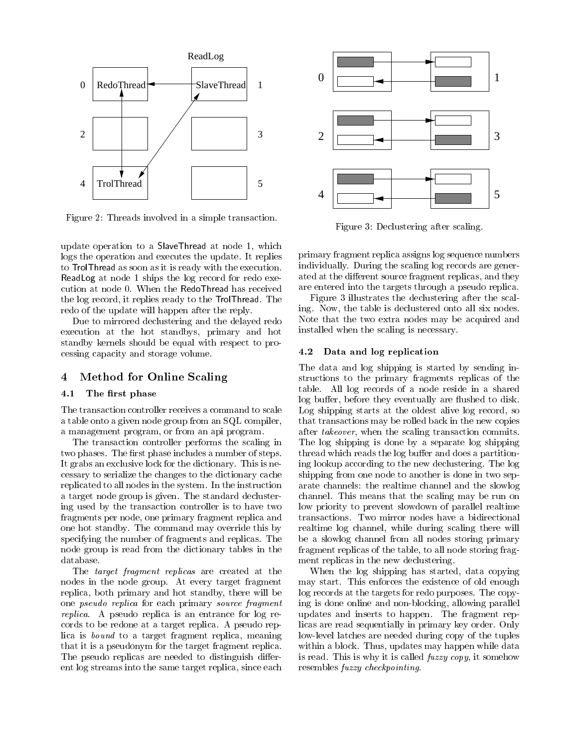Figure 2: Threads involved in a simple transaction.

update operation to a SlaveThread at node 1, which logs the operation and executes the update. It replies to TrolThread as soon as it is ready with the execution. ReadLog at node 1 ships the log record for redo execution at node 0. When the RedoThread has received the log record, it replies ready to the TrolThread. The redo of the update will happen after the reply.

Due to mirrored declustering and the delayed redo execution at the hot standbys, primary and hot standby kernels should be equal with respect to processing capacity and storage volume.

# 4 Method for Online Scaling

## 4.1 The first phase

The transaction controller receives a command to scale a table onto a given node group from an SQL compiler, a management program, or from an api program.

The transaction controller performs the scaling in two phases. The first phase includes a number of steps. It grabs an exclusive lock for the dictionary. This is necessary to serialize the changes to the dictionary cache replicated to all nodes in the system. In the instruction a target node group is given. The standard declustering used by the transaction controller is to have two fragments per node, one primary fragment replica and one hot standby. The command may override this by specifying the number of fragments and replicas. The node group is read from the dictionary tables in the database.

The *target fragment replicas* are created at the nodes in the node group. At every target fragment replica, both primary and hot standby, there will be one *pseudo replica* for each primary *source fragment replica*. A pseudo replica is an entrance for log records to be redone at a target replica. A pseudo replica is *bound* to a target fragment replica, meaning that it is a pseudonym for the target fragment replica. The pseudo replicas are needed to distinguish different log streams into the same target replica, since each primary fragment replica assigns log sequence numbers individually. During the scaling log records are generated at the different source fragment replicas, and they are entered into the targets through a pseudo replica.

Figure 3 illustrates the declustering after the scaling. Now, the table is declustered onto all six nodes. Note that the two extra nodes may be acquired and installed when the scaling is necessary.

Figure 3: Declustering after scaling.

## 4.2 Data and log replication

The data and log shipping is started by sending instructions to the primary fragments replicas of the table. All log records of a node reside in a shared log buffer, before they eventually are flushed to disk. Log shipping starts at the oldest alive log record, so that transactions may be rolled back in the new copies after *takeover*, when the scaling transaction commits. The log shipping is done by a separate log shipping thread which reads the log buffer and does a partitioning lookup according to the new declustering. The log shipping from one node to another is done in two separate channels: the realtime channel and the slowlog channel. This means that the scaling may be run on low priority to prevent slowdown of parallel realtime transactions. Two mirror nodes have a bidirectional realtime log channel, while during scaling there will be a slowlog channel from all nodes storing primary fragment replicas of the table, to all node storing fragment replicas in the new declustering.

When the log shipping has started, data copying may start. This enforces the existence of old enough log records at the targets for redo purposes. The copying is done online and non-blocking, allowing parallel updates and inserts to happen. The fragment replicas are read sequentially in primary key order. Only low-level latches are needed during copy of the tuples within a block. Thus, updates may happen while data is read. This is why it is called *fuzzy copy*, it somehow resembles *fuzzy checkpointing*.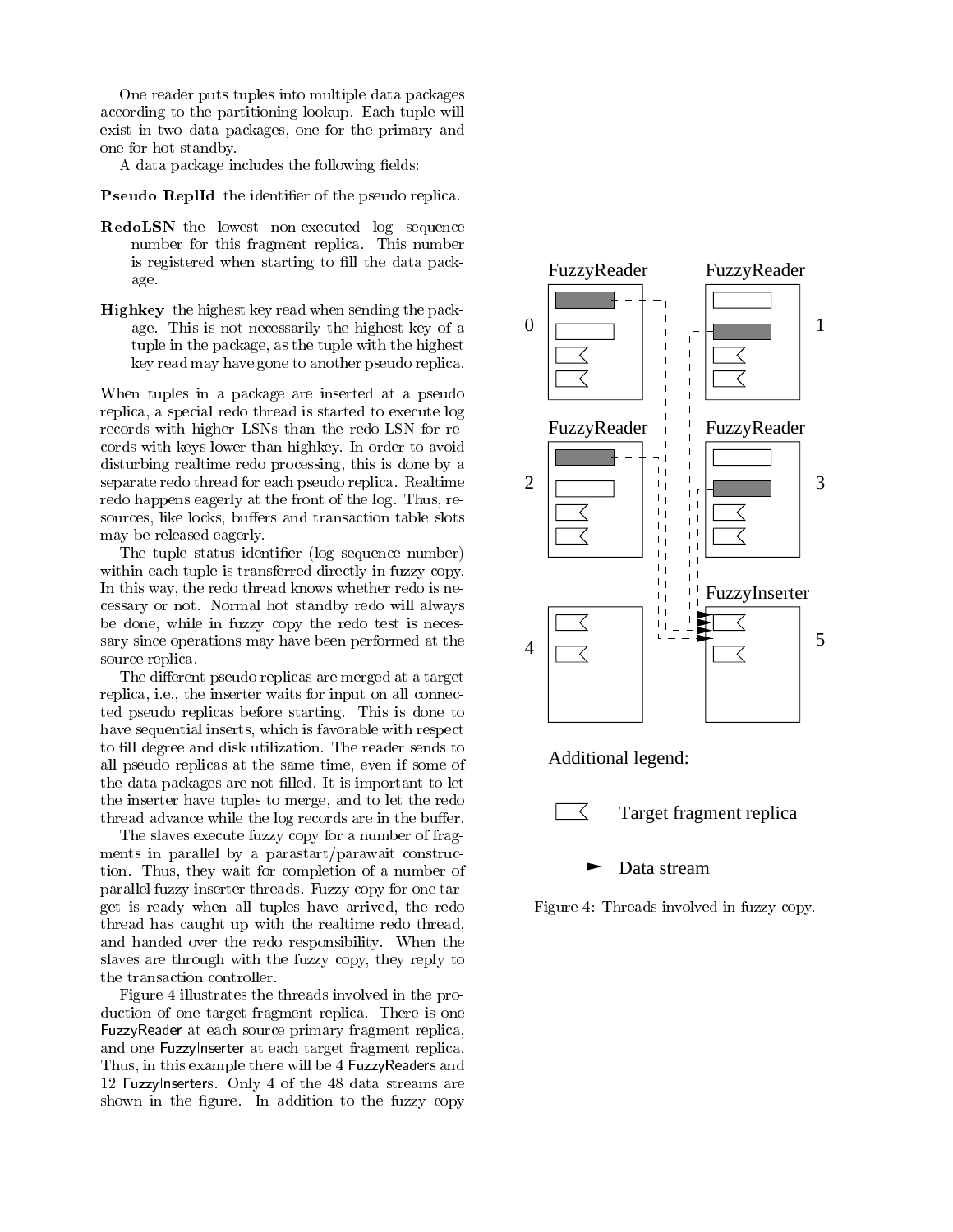One reader puts tuples into multiple data packages according to the partitioning lookup. Each tuple will exist in two data packages, one for the primary and one for hot standby.

A data package includes the following fields:

**Pseudo ReplId** the identifier of the pseudo replica.

**RedoLSN** the lowest non-executed log sequence number for this fragment replica. This number is registered when starting to fill the data package.

**Highkey** the highest key read when sending the package. This is not necessarily the highest key of a tuple in the package, as the tuple with the highest key read may have gone to another pseudo replica.

When tuples in a package are inserted at a pseudo replica, a special redo thread is started to execute log records with higher LSNs than the redo-LSN for records with keys lower than highkey. In order to avoid disturbing realtime redo processing, this is done by a separate redo thread for each pseudo replica. Realtime redo happens eagerly at the front of the log. Thus, resources, like locks, buffers and transaction table slots may be released eagerly.

The tuple status identifier (log sequence number) within each tuple is transferred directly in fuzzy copy. In this way, the redo thread knows whether redo is necessary or not. Normal hot standby redo will always be done, while in fuzzy copy the redo test is necessary since operations may have been performed at the source replica.

The different pseudo replicas are merged at a target replica, i.e., the inserter waits for input on all connected pseudo replicas before starting. This is done to have sequential inserts, which is favorable with respect to fill degree and disk utilization. The reader sends to all pseudo replicas at the same time, even if some of the data packages are not filled. It is important to let the inserter have tuples to merge, and to let the redo thread advance while the log records are in the buffer.

The slaves execute fuzzy copy for a number of fragments in parallel by a parastart/parawait construction. Thus, they wait for completion of a number of parallel fuzzy inserter threads. Fuzzy copy for one target is ready when all tuples have arrived, the redo thread has caught up with the realtime redo thread, and handed over the redo responsibility. When the slaves are through with the fuzzy copy, they reply to the transaction controller.

Figure 4 illustrates the threads involved in the production of one target fragment replica. There is one FuzzyReader at each source primary fragment replica, and one FuzzyInserter at each target fragment replica. Thus, in this example there will be 4 FuzzyReaders and 12 FuzzyInserters. Only 4 of the 48 data streams are shown in the figure. In addition to the fuzzy copy

Figure 4: Threads involved in fuzzy copy.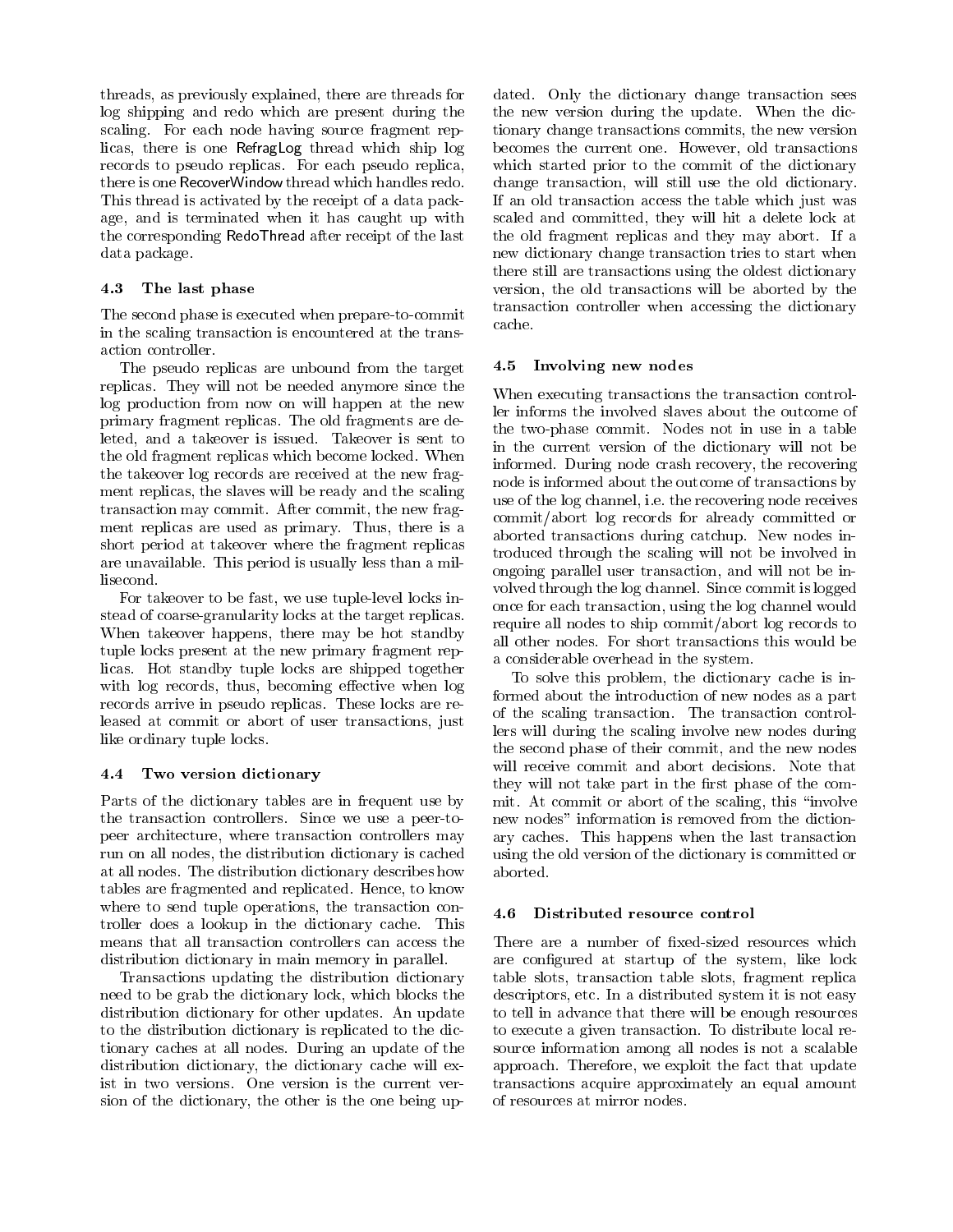threads, as previously explained, there are threads for log shipping and redo which are present during the scaling. For each node having source fragment replicas, there is one RefragLog thread which ship log records to pseudo replicas. For each pseudo replica, there is one RecoverWindow thread which handles redo. This thread is activated by the receipt of a data package, and is terminated when it has caught up with the corresponding RedoThread after receipt of the last data package.

### 4.3 The last phase

The second phase is executed when prepare-to-commit in the scaling transaction is encountered at the transaction controller.

The pseudo replicas are unbound from the target replicas. They will not be needed anymore since the log production from now on will happen at the new primary fragment replicas. The old fragments are deleted, and a takeover is issued. Takeover is sent to the old fragment replicas which become locked. When the takeover log records are received at the new fragment replicas, the slaves will be ready and the scaling transaction may commit. After commit, the new fragment replicas are used as primary. Thus, there is a short period at takeover where the fragment replicas are unavailable. This period is usually less than a millisecond.

For takeover to be fast, we use tuple-level locks instead of coarse-granularity locks at the target replicas. When takeover happens, there may be hot standby tuple locks present at the new primary fragment replicas. Hot standby tuple locks are shipped together with log records, thus, becoming effective when log records arrive in pseudo replicas. These locks are released at commit or abort of user transactions, just like ordinary tuple locks.

### 4.4 Two version dictionary

Parts of the dictionary tables are in frequent use by the transaction controllers. Since we use a peer-to-peer architecture, where transaction controllers may run on all nodes, the distribution dictionary is cached at all nodes. The distribution dictionary describes how tables are fragmented and replicated. Hence, to know where to send tuple operations, the transaction controller does a lookup in the dictionary cache. This means that all transaction controllers can access the distribution dictionary in main memory in parallel.

Transactions updating the distribution dictionary need to be grab the dictionary lock, which blocks the distribution dictionary for other updates. An update to the distribution dictionary is replicated to the dictionary caches at all nodes. During an update of the distribution dictionary, the dictionary cache will exist in two versions. One version is the current version of the dictionary, the other is the one being updated. Only the dictionary change transaction sees the new version during the update. When the dictionary change transactions commits, the new version becomes the current one. However, old transactions which started prior to the commit of the dictionary change transaction, will still use the old dictionary. If an old transaction access the table which just was scaled and committed, they will hit a delete lock at the old fragment replicas and they may abort. If a new dictionary change transaction tries to start when there still are transactions using the oldest dictionary version, the old transactions will be aborted by the transaction controller when accessing the dictionary cache.

### 4.5 Involving new nodes

When executing transactions the transaction controller informs the involved slaves about the outcome of the two-phase commit. Nodes not in use in a table in the current version of the dictionary will not be informed. During node crash recovery, the recovering node is informed about the outcome of transactions by use of the log channel, i.e. the recovering node receives commit/abort log records for already committed or aborted transactions during catchup. New nodes introduced through the scaling will not be involved in ongoing parallel user transaction, and will not be involved through the log channel. Since commit is logged once for each transaction, using the log channel would require all nodes to ship commit/abort log records to all other nodes. For short transactions this would be a considerable overhead in the system.

To solve this problem, the dictionary cache is informed about the introduction of new nodes as a part of the scaling transaction. The transaction controllers will during the scaling involve new nodes during the second phase of their commit, and the new nodes will receive commit and abort decisions. Note that they will not take part in the first phase of the commit. At commit or abort of the scaling, this "involve new nodes" information is removed from the dictionary caches. This happens when the last transaction using the old version of the dictionary is committed or aborted.

### 4.6 Distributed resource control

There are a number of fixed-sized resources which are configured at startup of the system, like lock table slots, transaction table slots, fragment replica descriptors, etc. In a distributed system it is not easy to tell in advance that there will be enough resources to execute a given transaction. To distribute local resource information among all nodes is not a scalable approach. Therefore, we exploit the fact that update transactions acquire approximately an equal amount of resources at mirror nodes.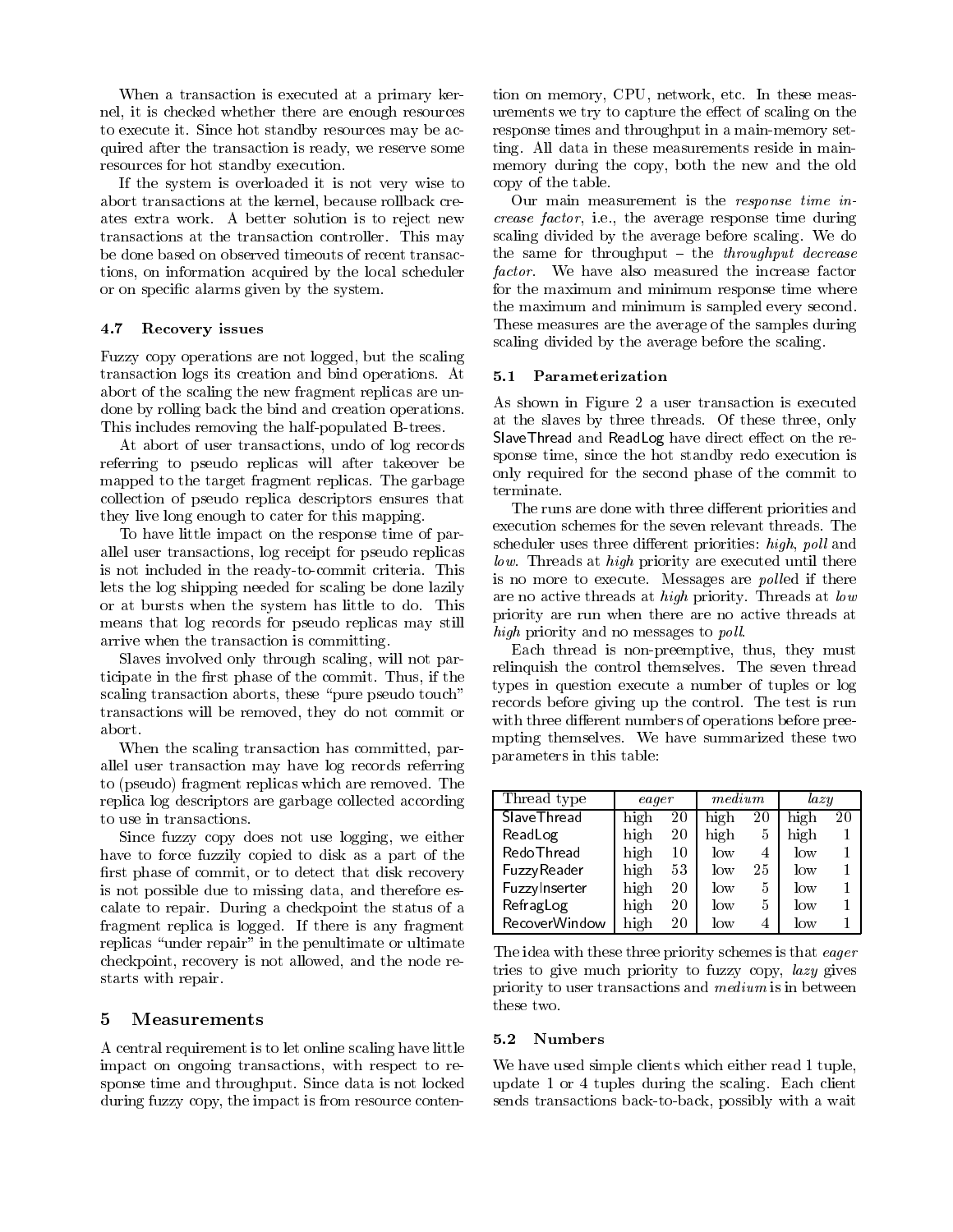When a transaction is executed at a primary kernel, it is checked whether there are enough resources to execute it. Since hot standby resources may be acquired after the transaction is ready, we reserve some resources for hot standby execution.

If the system is overloaded it is not very wise to abort transactions at the kernel, because rollback creates extra work. A better solution is to reject new transactions at the transaction controller. This may be done based on observed timeouts of recent transactions, on information acquired by the local scheduler or on specific alarms given by the system.

### 4.7 Recovery issues

Fuzzy copy operations are not logged, but the scaling transaction logs its creation and bind operations. At abort of the scaling the new fragment replicas are undone by rolling back the bind and creation operations. This includes removing the half-populated B-trees.

At abort of user transactions, undo of log records referring to pseudo replicas will after takeover be mapped to the target fragment replicas. The garbage collection of pseudo replica descriptors ensures that they live long enough to cater for this mapping.

To have little impact on the response time of parallel user transactions, log receipt for pseudo replicas is not included in the ready-to-commit criteria. This lets the log shipping needed for scaling be done lazily or at bursts when the system has little to do. This means that log records for pseudo replicas may still arrive when the transaction is committing.

Slaves involved only through scaling, will not participate in the first phase of the commit. Thus, if the scaling transaction aborts, these "pure pseudo touch" transactions will be removed, they do not commit or abort.

When the scaling transaction has committed, parallel user transaction may have log records referring to (pseudo) fragment replicas which are removed. The replica log descriptors are garbage collected according to use in transactions.

Since fuzzy copy does not use logging, we either have to force fuzzily copied to disk as a part of the first phase of commit, or to detect that disk recovery is not possible due to missing data, and therefore escalate to repair. During a checkpoint the status of a fragment replica is logged. If there is any fragment replicas "under repair" in the penultimate or ultimate checkpoint, recovery is not allowed, and the node restarts with repair.

## 5 Measurements

A central requirement is to let online scaling have little impact on ongoing transactions, with respect to response time and throughput. Since data is not locked during fuzzy copy, the impact is from resource contention on memory, CPU, network, etc. In these measurements we try to capture the effect of scaling on the response times and throughput in a main-memory setting. All data in these measurements reside in main-memory during the copy, both the new and the old copy of the table.

Our main measurement is the *response time increase factor*, i.e., the average response time during scaling divided by the average before scaling. We do the same for throughput – the *throughput decrease factor*. We have also measured the increase factor for the maximum and minimum response time where the maximum and minimum is sampled every second. These measures are the average of the samples during scaling divided by the average before the scaling.

### 5.1 Parameterization

As shown in Figure 2 a user transaction is executed at the slaves by three threads. Of these three, only SlaveThread and ReadLog have direct effect on the response time, since the hot standby redo execution is only required for the second phase of the commit to terminate.

The runs are done with three different priorities and execution schemes for the seven relevant threads. The scheduler uses three different priorities: *high*, *poll* and *low*. Threads at *high* priority are executed until there is no more to execute. Messages are *poll*ed if there are no active threads at *high* priority. Threads at *low* priority are run when there are no active threads at *high* priority and no messages to *poll*.

Each thread is non-preemptive, thus, they must relinquish the control themselves. The seven thread types in question execute a number of tuples or log records before giving up the control. The test is run with three different numbers of operations before preempting themselves. We have summarized these two parameters in this table:

| Thread type | *eager* | | *medium* | | *lazy* | |
|---|---|---|---|---|---|---|
| SlaveThread | high | 20 | high | 20 | high | 20 |
| ReadLog | high | 20 | high | 5 | high | 1 |
| RedoThread | high | 10 | low | 4 | low | 1 |
| FuzzyReader | high | 53 | low | 25 | low | 1 |
| FuzzyInserter | high | 20 | low | 5 | low | 1 |
| RefragLog | high | 20 | low | 5 | low | 1 |
| RecoverWindow | high | 20 | low | 4 | low | 1 |

The idea with these three priority schemes is that *eager* tries to give much priority to fuzzy copy, *lazy* gives priority to user transactions and *medium* is in between these two.

### 5.2 Numbers

We have used simple clients which either read 1 tuple, update 1 or 4 tuples during the scaling. Each client sends transactions back-to-back, possibly with a wait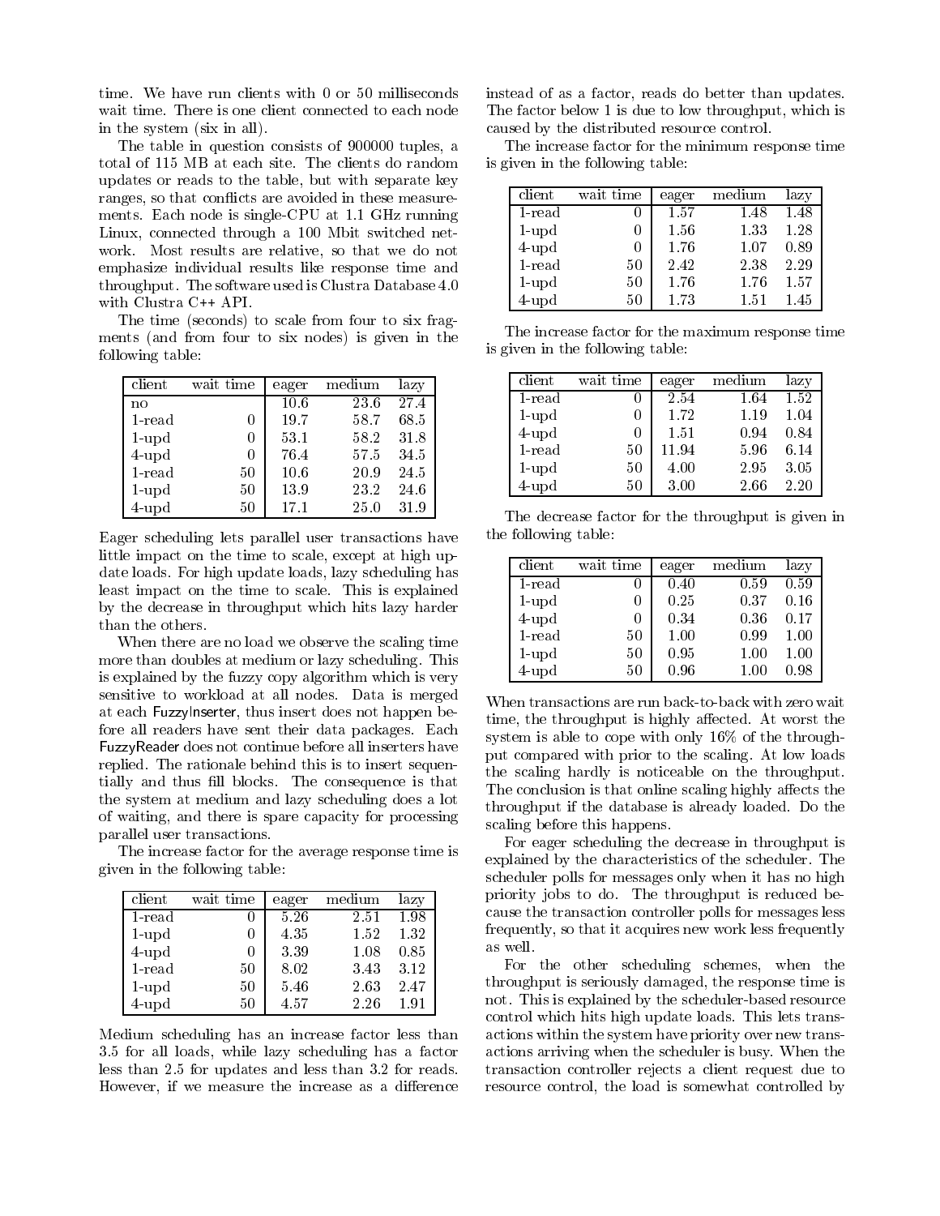time. We have run clients with 0 or 50 milliseconds wait time. There is one client connected to each node in the system (six in all).

The table in question consists of 900000 tuples, a total of 115 MB at each site. The clients do random updates or reads to the table, but with separate key ranges, so that conflicts are avoided in these measurements. Each node is single-CPU at 1.1 GHz running Linux, connected through a 100 Mbit switched network. Most results are relative, so that we do not emphasize individual results like response time and throughput. The software used is Clustra Database 4.0 with Clustra C++ API.

The time (seconds) to scale from four to six fragments (and from four to six nodes) is given in the following table:

| client | wait time | eager | medium | lazy |
|---|---|---|---|---|
| no | | 10.6 | 23.6 | 27.4 |
| 1-read | 0 | 19.7 | 58.7 | 68.5 |
| 1-upd | 0 | 53.1 | 58.2 | 31.8 |
| 4-upd | 0 | 76.4 | 57.5 | 34.5 |
| 1-read | 50 | 10.6 | 20.9 | 24.5 |
| 1-upd | 50 | 13.9 | 23.2 | 24.6 |
| 4-upd | 50 | 17.1 | 25.0 | 31.9 |

Eager scheduling lets parallel user transactions have little impact on the time to scale, except at high update loads. For high update loads, lazy scheduling has least impact on the time to scale. This is explained by the decrease in throughput which hits lazy harder than the others.

When there are no load we observe the scaling time more than doubles at medium or lazy scheduling. This is explained by the fuzzy copy algorithm which is very sensitive to workload at all nodes. Data is merged at each FuzzyInserter, thus insert does not happen before all readers have sent their data packages. Each FuzzyReader does not continue before all inserters have replied. The rationale behind this is to insert sequentially and thus fill blocks. The consequence is that the system at medium and lazy scheduling does a lot of waiting, and there is spare capacity for processing parallel user transactions.

The increase factor for the average response time is given in the following table:

| client | wait time | eager | medium | lazy |
|---|---|---|---|---|
| 1-read | 0 | 5.26 | 2.51 | 1.98 |
| 1-upd | 0 | 4.35 | 1.52 | 1.32 |
| 4-upd | 0 | 3.39 | 1.08 | 0.85 |
| 1-read | 50 | 8.02 | 3.43 | 3.12 |
| 1-upd | 50 | 5.46 | 2.63 | 2.47 |
| 4-upd | 50 | 4.57 | 2.26 | 1.91 |

Medium scheduling has an increase factor less than 3.5 for all loads, while lazy scheduling has a factor less than 2.5 for updates and less than 3.2 for reads. However, if we measure the increase as a difference instead of as a factor, reads do better than updates. The factor below 1 is due to low throughput, which is caused by the distributed resource control.

The increase factor for the minimum response time is given in the following table:

| client | wait time | eager | medium | lazy |
|---|---|---|---|---|
| 1-read | 0 | 1.57 | 1.48 | 1.48 |
| 1-upd | 0 | 1.56 | 1.33 | 1.28 |
| 4-upd | 0 | 1.76 | 1.07 | 0.89 |
| 1-read | 50 | 2.42 | 2.38 | 2.29 |
| 1-upd | 50 | 1.76 | 1.76 | 1.57 |
| 4-upd | 50 | 1.73 | 1.51 | 1.45 |

The increase factor for the maximum response time is given in the following table:

| client | wait time | eager | medium | lazy |
|---|---|---|---|---|
| 1-read | 0 | 2.54 | 1.64 | 1.52 |
| 1-upd | 0 | 1.72 | 1.19 | 1.04 |
| 4-upd | 0 | 1.51 | 0.94 | 0.84 |
| 1-read | 50 | 11.94 | 5.96 | 6.14 |
| 1-upd | 50 | 4.00 | 2.95 | 3.05 |
| 4-upd | 50 | 3.00 | 2.66 | 2.20 |

The decrease factor for the throughput is given in the following table:

| client | wait time | eager | medium | lazy |
|---|---|---|---|---|
| 1-read | 0 | 0.40 | 0.59 | 0.59 |
| 1-upd | 0 | 0.25 | 0.37 | 0.16 |
| 4-upd | 0 | 0.34 | 0.36 | 0.17 |
| 1-read | 50 | 1.00 | 0.99 | 1.00 |
| 1-upd | 50 | 0.95 | 1.00 | 1.00 |
| 4-upd | 50 | 0.96 | 1.00 | 0.98 |

When transactions are run back-to-back with zero wait time, the throughput is highly affected. At worst the system is able to cope with only 16% of the throughput compared with prior to the scaling. At low loads the scaling hardly is noticeable on the throughput. The conclusion is that online scaling highly affects the throughput if the database is already loaded. Do the scaling before this happens.

For eager scheduling the decrease in throughput is explained by the characteristics of the scheduler. The scheduler polls for messages only when it has no high priority jobs to do. The throughput is reduced because the transaction controller polls for messages less frequently, so that it acquires new work less frequently as well.

For the other scheduling schemes, when the throughput is seriously damaged, the response time is not. This is explained by the scheduler-based resource control which hits high update loads. This lets transactions within the system have priority over new transactions arriving when the scheduler is busy. When the transaction controller rejects a client request due to resource control, the load is somewhat controlled by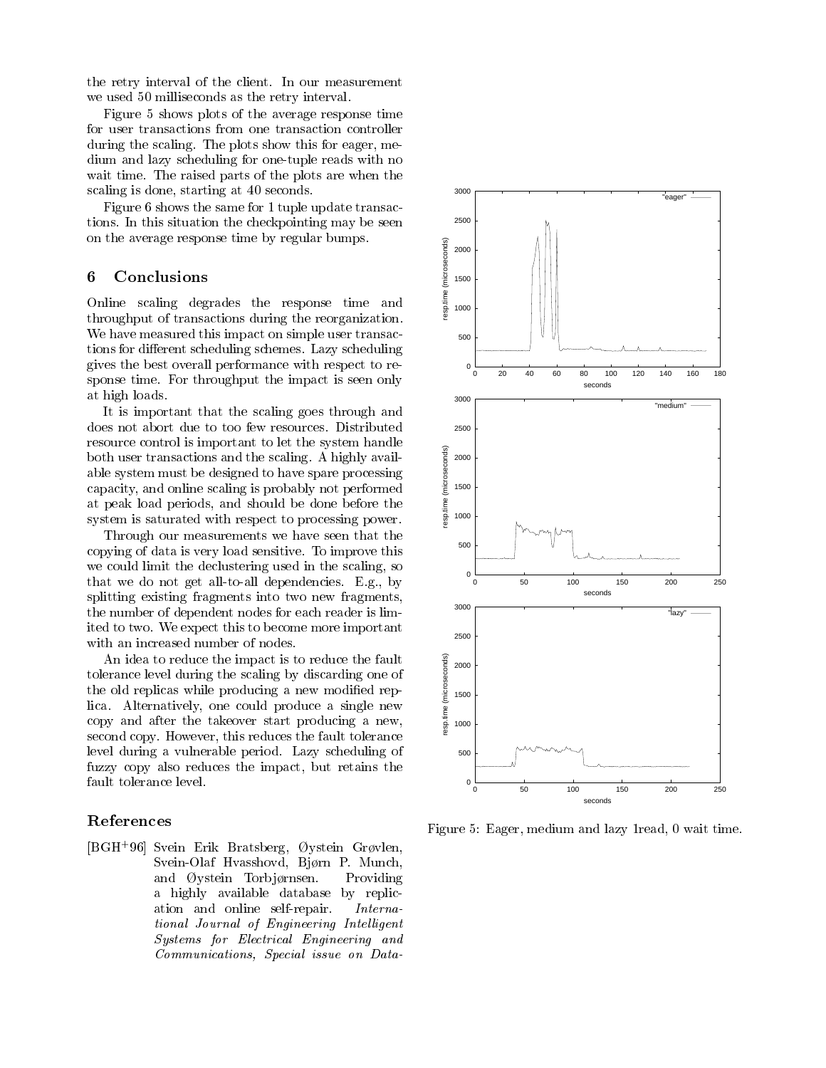the retry interval of the client. In our measurement we used 50 milliseconds as the retry interval.

Figure 5 shows plots of the average response time for user transactions from one transaction controller during the scaling. The plots show this for eager, medium and lazy scheduling for one-tuple reads with no wait time. The raised parts of the plots are when the scaling is done, starting at 40 seconds.

Figure 6 shows the same for 1 tuple update transactions. In this situation the checkpointing may be seen on the average response time by regular bumps.

## 6 Conclusions

Online scaling degrades the response time and throughput of transactions during the reorganization. We have measured this impact on simple user transactions for different scheduling schemes. Lazy scheduling gives the best overall performance with respect to response time. For throughput the impact is seen only at high loads.

It is important that the scaling goes through and does not abort due to too few resources. Distributed resource control is important to let the system handle both user transactions and the scaling. A highly available system must be designed to have spare processing capacity, and online scaling is probably not performed at peak load periods, and should be done before the system is saturated with respect to processing power.

Through our measurements we have seen that the copying of data is very load sensitive. To improve this we could limit the declustering used in the scaling, so that we do not get all-to-all dependencies. E.g., by splitting existing fragments into two new fragments, the number of dependent nodes for each reader is limited to two. We expect this to become more important with an increased number of nodes.

An idea to reduce the impact is to reduce the fault tolerance level during the scaling by discarding one of the old replicas while producing a new modified replica. Alternatively, one could produce a single new copy and after the takeover start producing a new, second copy. However, this reduces the fault tolerance level during a vulnerable period. Lazy scheduling of fuzzy copy also reduces the impact, but retains the fault tolerance level.

Figure 5: Eager, medium and lazy 1read, 0 wait time.

## References

[BGH+96] Svein Erik Bratsberg, Øystein Grøvlen, Svein-Olaf Hvasshovd, Bjørn P. Munch, and Øystein Torbjørnsen. Providing a highly available database by replication and online self-repair. *International Journal of Engineering Intelligent Systems for Electrical Engineering and Communications, Special issue on Data-*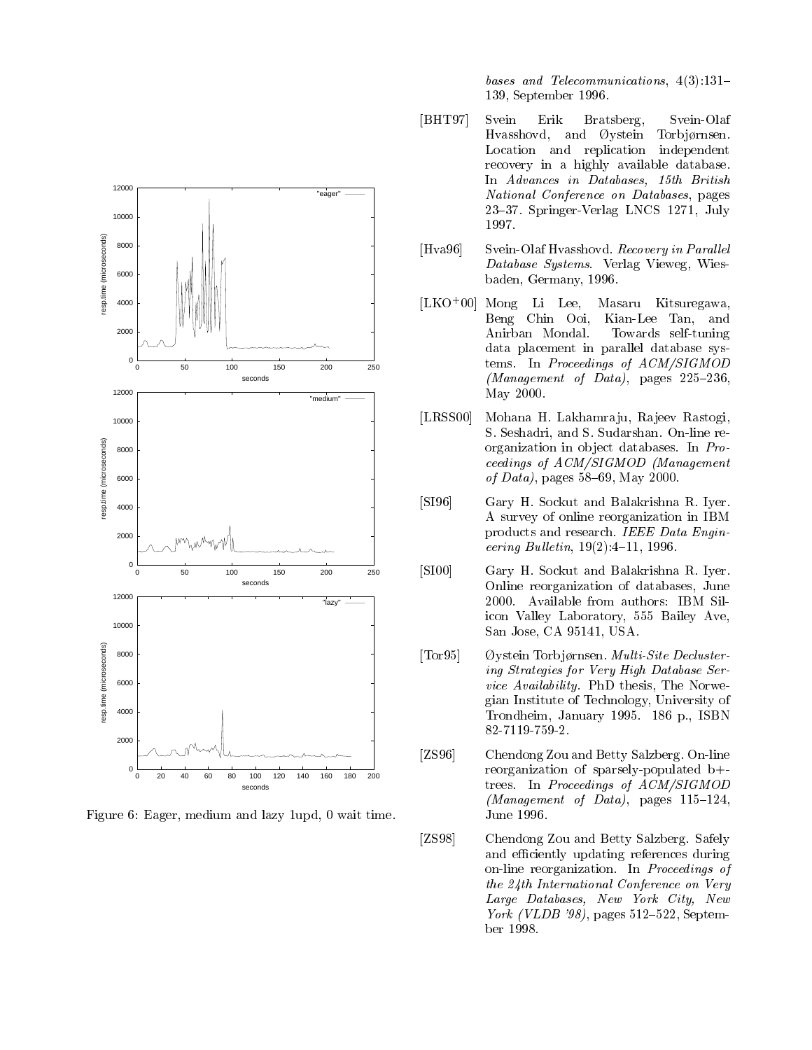12000
10000
8000
6000
4000
2000
0
resp.time (microseconds)
0 50 100 150 200 250
seconds
"eager"

12000
10000
8000
6000
4000
2000
0
resp.time (microseconds)
0 50 100 150 200 250
seconds
"medium"

12000
10000
8000
6000
4000
2000
0
resp.time (microseconds)
0 20 40 60 80 100 120 140 160 180 200
seconds
"lazy"

Figure 6: Eager, medium and lazy 1upd, 0 wait time.

*bases and Telecommunications*, 4(3):131–139, September 1996.

[BHT97] Svein Erik Bratsberg, Svein-Olaf Hvasshovd, and Øystein Torbjørnsen. Location and replication independent recovery in a highly available database. In *Advances in Databases, 15th British National Conference on Databases*, pages 23–37. Springer-Verlag LNCS 1271, July 1997.

[Hva96] Svein-Olaf Hvasshovd. *Recovery in Parallel Database Systems*. Verlag Vieweg, Wiesbaden, Germany, 1996.

[LKO+00] Mong Li Lee, Masaru Kitsuregawa, Beng Chin Ooi, Kian-Lee Tan, and Anirban Mondal. Towards self-tuning data placement in parallel database systems. In *Proceedings of ACM/SIGMOD (Management of Data)*, pages 225–236, May 2000.

[LRSS00] Mohana H. Lakhamraju, Rajeev Rastogi, S. Seshadri, and S. Sudarshan. On-line reorganization in object databases. In *Proceedings of ACM/SIGMOD (Management of Data)*, pages 58–69, May 2000.

[SI96] Gary H. Sockut and Balakrishna R. Iyer. A survey of online reorganization in IBM products and research. *IEEE Data Engineering Bulletin*, 19(2):4–11, 1996.

[SI00] Gary H. Sockut and Balakrishna R. Iyer. Online reorganization of databases, June 2000. Available from authors: IBM Silicon Valley Laboratory, 555 Bailey Ave, San Jose, CA 95141, USA.

[Tor95] Øystein Torbjørnsen. *Multi-Site Declustering Strategies for Very High Database Service Availability*. PhD thesis, The Norwegian Institute of Technology, University of Trondheim, January 1995. 186 p., ISBN 82-7119-759-2.

[ZS96] Chendong Zou and Betty Salzberg. On-line reorganization of sparsely-populated b+-trees. In *Proceedings of ACM/SIGMOD (Management of Data)*, pages 115–124, June 1996.

[ZS98] Chendong Zou and Betty Salzberg. Safely and efficiently updating references during on-line reorganization. In *Proceedings of the 24th International Conference on Very Large Databases, New York City, New York (VLDB '98)*, pages 512–522, September 1998.